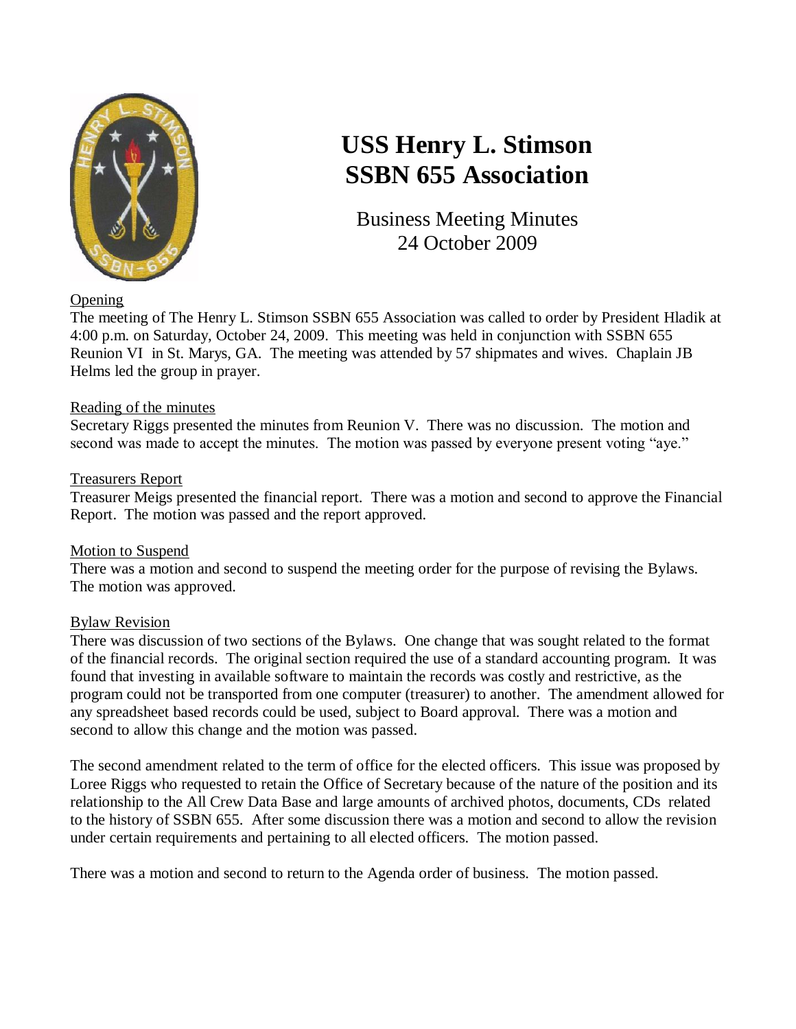# USS Henry L. Stimson SSBN 655 Association

Business Meeting Minutes
24 October 2009

Opening

The meeting of The Henry L. Stimson SSBN 655 Association was called to order by President Hladik at 4:00 p.m. on Saturday, October 24, 2009. This meeting was held in conjunction with SSBN 655 Reunion VI in St. Marys, GA. The meeting was attended by 57 shipmates and wives. Chaplain JB Helms led the group in prayer.

Reading of the minutes

Secretary Riggs presented the minutes from Reunion V. There was no discussion. The motion and second was made to accept the minutes. The motion was passed by everyone present voting "aye."

Treasurers Report

Treasurer Meigs presented the financial report. There was a motion and second to approve the Financial Report. The motion was passed and the report approved.

Motion to Suspend

There was a motion and second to suspend the meeting order for the purpose of revising the Bylaws. The motion was approved.

Bylaw Revision

There was discussion of two sections of the Bylaws. One change that was sought related to the format of the financial records. The original section required the use of a standard accounting program. It was found that investing in available software to maintain the records was costly and restrictive, as the program could not be transported from one computer (treasurer) to another. The amendment allowed for any spreadsheet based records could be used, subject to Board approval. There was a motion and second to allow this change and the motion was passed.

The second amendment related to the term of office for the elected officers. This issue was proposed by Loree Riggs who requested to retain the Office of Secretary because of the nature of the position and its relationship to the All Crew Data Base and large amounts of archived photos, documents, CDs related to the history of SSBN 655. After some discussion there was a motion and second to allow the revision under certain requirements and pertaining to all elected officers. The motion passed.

There was a motion and second to return to the Agenda order of business. The motion passed.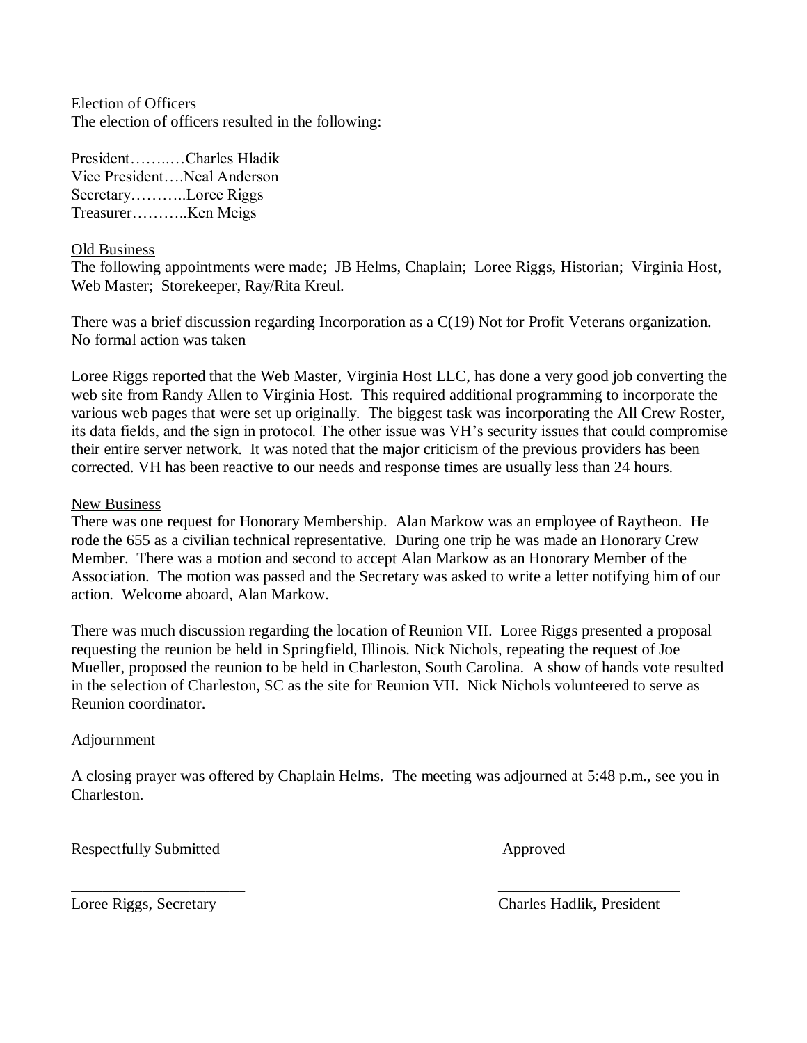Election of Officers

The election of officers resulted in the following:

President……..…Charles Hladik
Vice President….Neal Anderson
Secretary………..Loree Riggs
Treasurer………..Ken Meigs

Old Business

The following appointments were made; JB Helms, Chaplain; Loree Riggs, Historian; Virginia Host, Web Master; Storekeeper, Ray/Rita Kreul.

There was a brief discussion regarding Incorporation as a C(19) Not for Profit Veterans organization. No formal action was taken

Loree Riggs reported that the Web Master, Virginia Host LLC, has done a very good job converting the web site from Randy Allen to Virginia Host. This required additional programming to incorporate the various web pages that were set up originally. The biggest task was incorporating the All Crew Roster, its data fields, and the sign in protocol. The other issue was VH's security issues that could compromise their entire server network. It was noted that the major criticism of the previous providers has been corrected. VH has been reactive to our needs and response times are usually less than 24 hours.

New Business

There was one request for Honorary Membership. Alan Markow was an employee of Raytheon. He rode the 655 as a civilian technical representative. During one trip he was made an Honorary Crew Member. There was a motion and second to accept Alan Markow as an Honorary Member of the Association. The motion was passed and the Secretary was asked to write a letter notifying him of our action. Welcome aboard, Alan Markow.

There was much discussion regarding the location of Reunion VII. Loree Riggs presented a proposal requesting the reunion be held in Springfield, Illinois. Nick Nichols, repeating the request of Joe Mueller, proposed the reunion to be held in Charleston, South Carolina. A show of hands vote resulted in the selection of Charleston, SC as the site for Reunion VII. Nick Nichols volunteered to serve as Reunion coordinator.

Adjournment

A closing prayer was offered by Chaplain Helms. The meeting was adjourned at 5:48 p.m., see you in Charleston.

Respectfully Submitted

______________________
Loree Riggs, Secretary

Approved

_______________________
Charles Hadlik, President